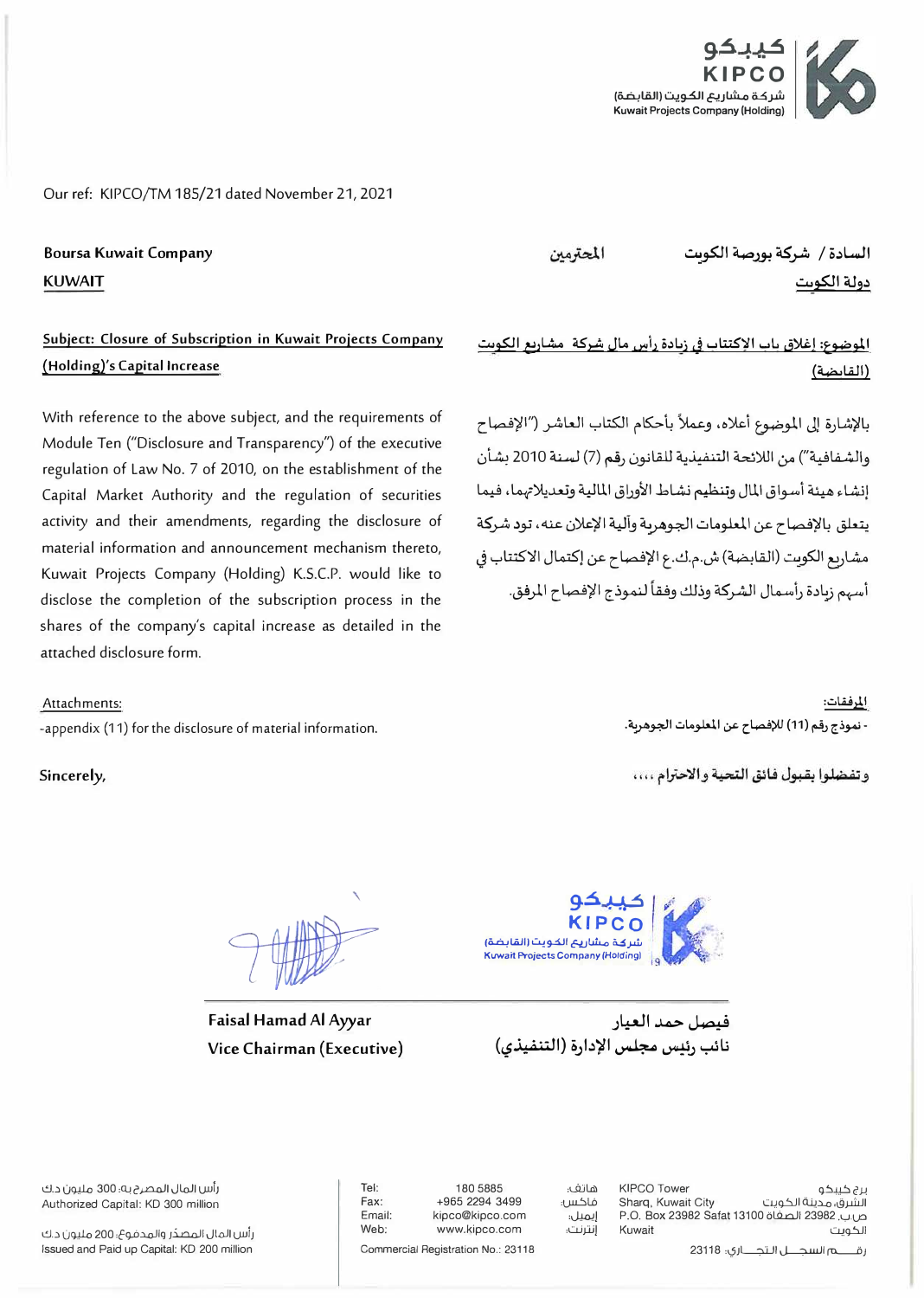كيبكو
KIPCO
شركة مشاريع الكويت (القابضة)
Kuwait Projects Company (Holding)

Our ref: KIPCO/TM 185/21 dated November 21, 2021

**Boursa Kuwait Company**
**KUWAIT**

السادة / شركة بورصة الكويت المحترمين
دولة الكويت

**Subject: Closure of Subscription in Kuwait Projects Company (Holding)'s Capital Increase**

With reference to the above subject, and the requirements of Module Ten ("Disclosure and Transparency") of the executive regulation of Law No. 7 of 2010, on the establishment of the Capital Market Authority and the regulation of securities activity and their amendments, regarding the disclosure of material information and announcement mechanism thereto, Kuwait Projects Company (Holding) K.S.C.P. would like to disclose the completion of the subscription process in the shares of the company's capital increase as detailed in the attached disclosure form.

Attachments:
-appendix (11) for the disclosure of material information.

**Sincerely,**

**الموضوع: إغلاق باب الإكتتاب في زيادة رأس مال شركة مشاريع الكويت (القابضة)**

بالإشارة إلى الموضوع أعلاه، وعملاً بأحكام الكتاب العاشر ("الإفصاح والشفافية") من اللائحة التنفيذية للقانون رقم (7) لسنة 2010 بشأن إنشاء هيئة أسواق المال وتنظيم نشاط الأوراق المالية وتعديلاتهما، فيما يتعلق بالإفصاح عن المعلومات الجوهرية وآلية الإعلان عنه، تود شركة مشاريع الكويت (القابضة) ش.م.ك.ع الإفصاح عن إكتمال الاكتتاب في أسهم زيادة رأسمال الشركة وذلك وفقاً لنموذج الإفصاح المرفق.

المرفقات:
- نموذج رقم (11) للإفصاح عن المعلومات الجوهرية.

وتفضلوا بقبول فائق التحية والاحترام ،،،،

**Faisal Hamad Al Ayyar**
**Vice Chairman (Executive)**

**فيصل حمد العيار**
**نائب رئيس مجلس الإدارة (التنفيذي)**

رأس المال المصرح به: 300 مليون د.ك
Authorized Capital: KD 300 million

رأس المال المصدر والمدفوع: 200 مليون د.ك
Issued and Paid up Capital: KD 200 million

Tel: 180 5885 هاتف:
Fax: +965 2294 3499 فاكس:
Email: kipco@kipco.com إيميل:
Web: www.kipco.com إنترنت:
Commercial Registration No.: 23118

KIPCO Tower
Sharq, Kuwait City
P.O. Box 23982 Safat 13100
Kuwait

برج كيبكو
الشرق، مدينة الكويت
ص.ب 23982 الصفاة
الكويت
رقم السجل التجاري: 23118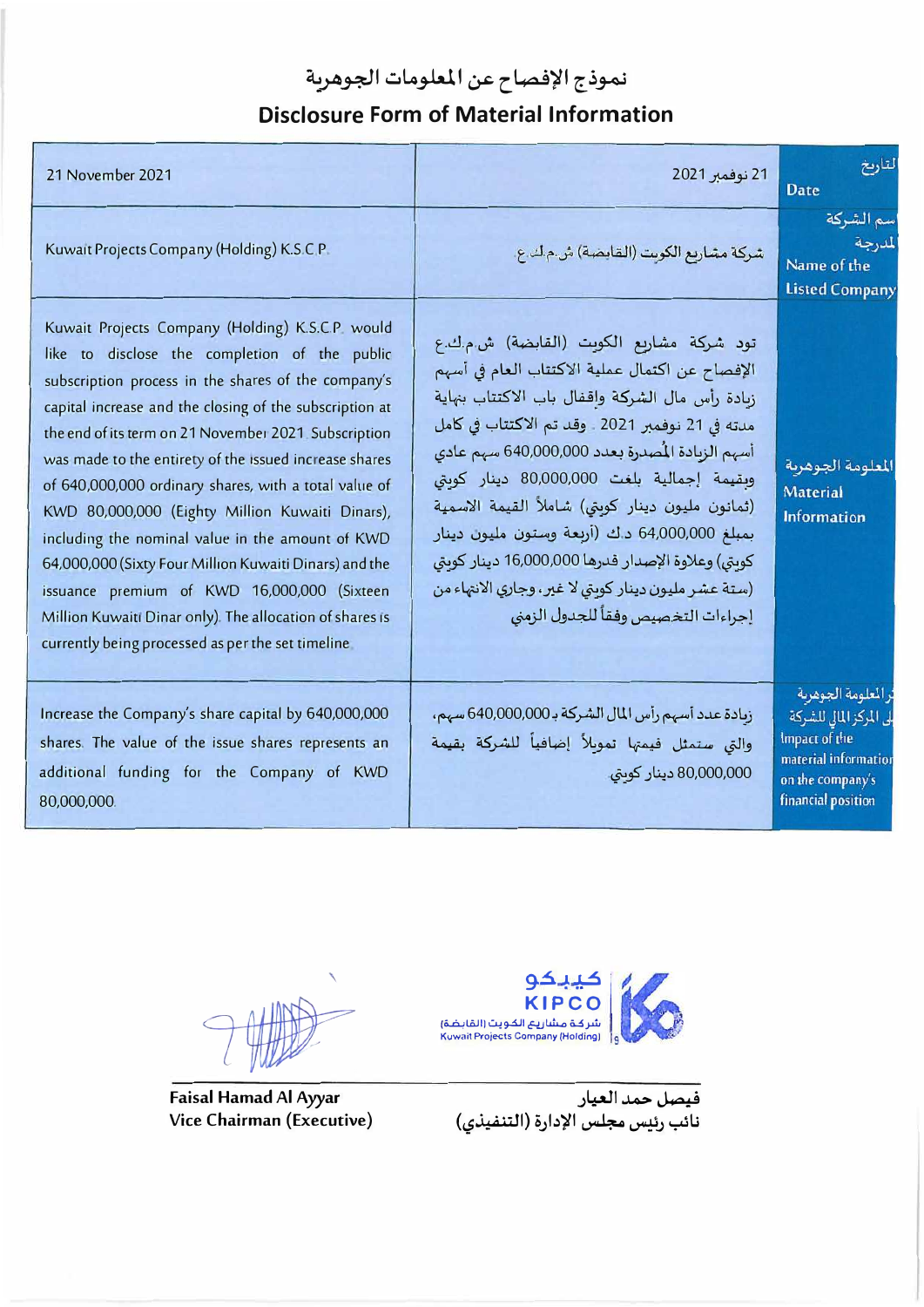# نموذج الإفصاح عن المعلومات الجوهرية
## Disclosure Form of Material Information

| | | |
|---|---|---|
| 21 November 2021 | 21 نوفمبر 2021 | التاريخ<br>Date |
| Kuwait Projects Company (Holding) K.S.C.P. | شركة مشاريع الكويت (القابضة) ش.م.ك.ع | اسم الشركة المدرجة<br>Name of the Listed Company |
| Kuwait Projects Company (Holding) K.S.C.P. would like to disclose the completion of the public subscription process in the shares of the company's capital increase and the closing of the subscription at the end of its term on 21 November 2021. Subscription was made to the entirety of the issued increase shares of 640,000,000 ordinary shares, with a total value of KWD 80,000,000 (Eighty Million Kuwaiti Dinars), including the nominal value in the amount of KWD 64,000,000 (Sixty Four Million Kuwaiti Dinars) and the issuance premium of KWD 16,000,000 (Sixteen Million Kuwaiti Dinar only). The allocation of shares is currently being processed as per the set timeline. | تود شركة مشاريع الكويت (القابضة) ش.م.ك.ع الإفصاح عن اكتمال عملية الاكتتاب العام في أسهم زيادة رأس مال الشركة وإقفال باب الاكتتاب بنهاية مدته في 21 نوفمبر 2021. وقد تم الاكتتاب في كامل أسهم الزيادة المُصدرة بعدد 640,000,000 سهم عادي وبقيمة إجمالية بلغت 80,000,000 دينار كويتي (ثمانون مليون دينار كويتي) شاملاً القيمة الاسمية بمبلغ 64,000,000 د.ك (أربعة وستون مليون دينار كويتي) وعلاوة الإصدار قدرها 16,000,000 دينار كويتي (ستة عشر مليون دينار كويتي لا غير، وجاري الانتهاء من إجراءات التخصيص وفقاً للجدول الزمني | المعلومة الجوهرية<br>Material Information |
| Increase the Company's share capital by 640,000,000 shares. The value of the issue shares represents an additional funding for the Company of KWD 80,000,000. | زيادة عدد أسهم رأس المال الشركة بـ 640,000,000 سهم، والتي ستمثل قيمتها تمويلاً إضافياً للشركة بقيمة 80,000,000 دينار كويتي. | أثر المعلومة الجوهرية على المركز المالي للشركة<br>Impact of the material information on the company's financial position |

كيبكو
KIPCO
شركة مشاريع الكويت (القابضة)
Kuwait Projects Company (Holding)

**Faisal Hamad Al Ayyar**
**Vice Chairman (Executive)**

**فيصل حمد العيار**
**نائب رئيس مجلس الإدارة (التنفيذي)**